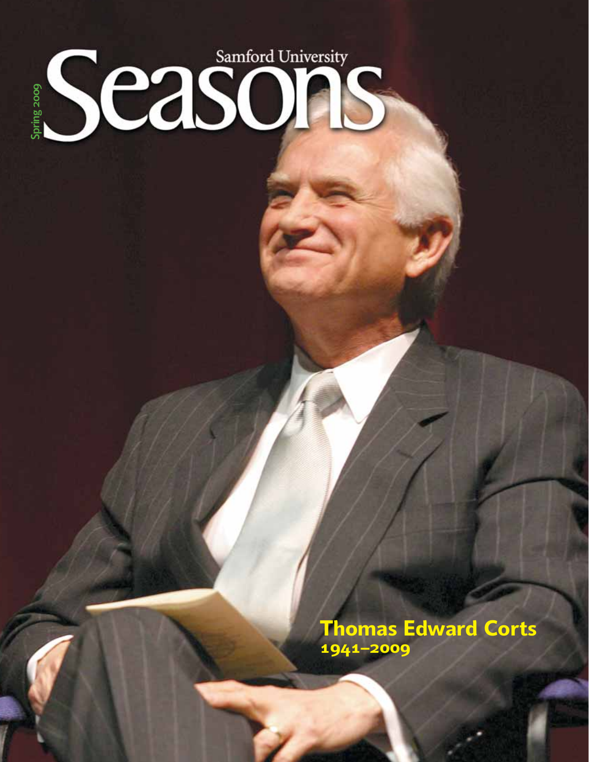Samford University

# Seasons

Spring 2009

**Thomas Edward Corts**
**1941–2009**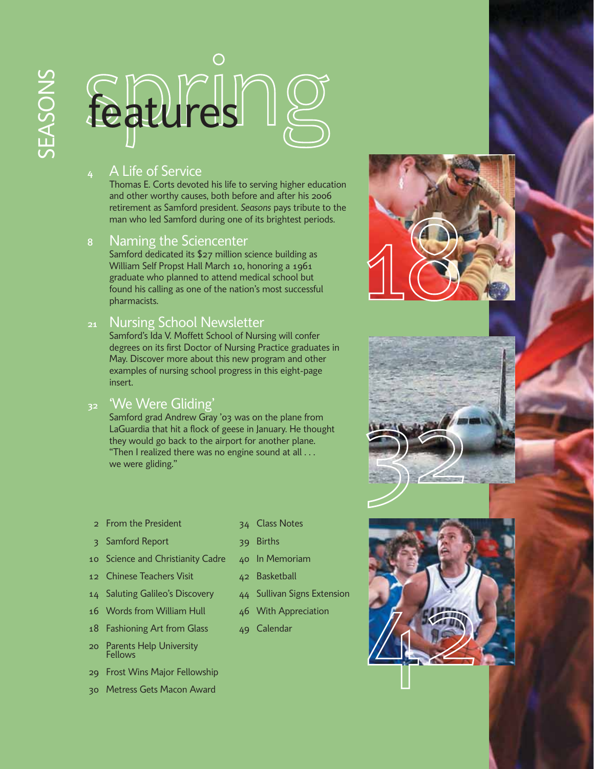SEASONS

# spring features

## 4 A Life of Service

Thomas E. Corts devoted his life to serving higher education and other worthy causes, both before and after his 2006 retirement as Samford president. *Seasons* pays tribute to the man who led Samford during one of its brightest periods.

## 8 Naming the Sciencenter

Samford dedicated its $27 million science building as William Self Propst Hall March 10, honoring a 1961 graduate who planned to attend medical school but found his calling as one of the nation's most successful pharmacists.

## 21 Nursing School Newsletter

Samford's Ida V. Moffett School of Nursing will confer degrees on its first Doctor of Nursing Practice graduates in May. Discover more about this new program and other examples of nursing school progress in this eight-page insert.

## 32 'We Were Gliding'

Samford grad Andrew Gray '03 was on the plane from LaGuardia that hit a flock of geese in January. He thought they would go back to the airport for another plane. "Then I realized there was no engine sound at all . . . we were gliding."

- 2 From the President
- 3 Samford Report
- 10 Science and Christianity Cadre
- 12 Chinese Teachers Visit
- 14 Saluting Galileo's Discovery
- 16 Words from William Hull
- 18 Fashioning Art from Glass
- 20 Parents Help University Fellows
- 29 Frost Wins Major Fellowship
- 30 Metress Gets Macon Award
- 34 Class Notes
- 39 Births
- 40 In Memoriam
- 42 Basketball
- 44 Sullivan Signs Extension
- 46 With Appreciation
- 49 Calendar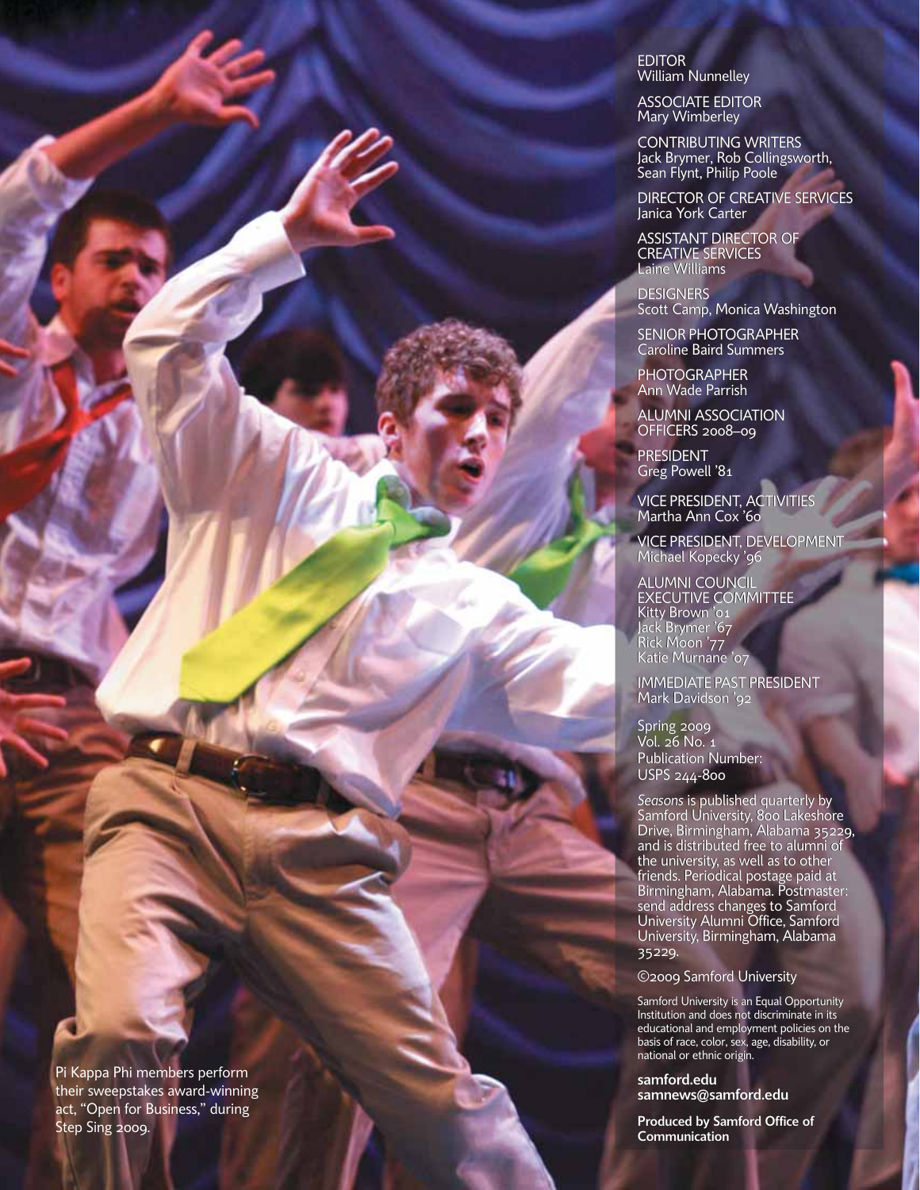EDITOR
William Nunnelley

ASSOCIATE EDITOR
Mary Wimberley

CONTRIBUTING WRITERS
Jack Brymer, Rob Collingsworth, Sean Flynt, Philip Poole

DIRECTOR OF CREATIVE SERVICES
Janica York Carter

ASSISTANT DIRECTOR OF CREATIVE SERVICES
Laine Williams

DESIGNERS
Scott Camp, Monica Washington

SENIOR PHOTOGRAPHER
Caroline Baird Summers

PHOTOGRAPHER
Ann Wade Parrish

ALUMNI ASSOCIATION OFFICERS 2008–09

PRESIDENT
Greg Powell '81

VICE PRESIDENT, ACTIVITIES
Martha Ann Cox '60

VICE PRESIDENT, DEVELOPMENT
Michael Kopecky '96

ALUMNI COUNCIL EXECUTIVE COMMITTEE
Kitty Brown '01
Jack Brymer '67
Rick Moon '77
Katie Murnane '07

IMMEDIATE PAST PRESIDENT
Mark Davidson '92

Spring 2009
Vol. 26 No. 1
Publication Number:
USPS 244-800

*Seasons* is published quarterly by Samford University, 800 Lakeshore Drive, Birmingham, Alabama 35229, and is distributed free to alumni of the university, as well as to other friends. Periodical postage paid at Birmingham, Alabama. Postmaster: send address changes to Samford University Alumni Office, Samford University, Birmingham, Alabama 35229.

©2009 Samford University

Samford University is an Equal Opportunity Institution and does not discriminate in its educational and employment policies on the basis of race, color, sex, age, disability, or national or ethnic origin.

**samford.edu**
**samnews@samford.edu**

**Produced by Samford Office of Communication**

Pi Kappa Phi members perform their sweepstakes award-winning act, "Open for Business," during Step Sing 2009.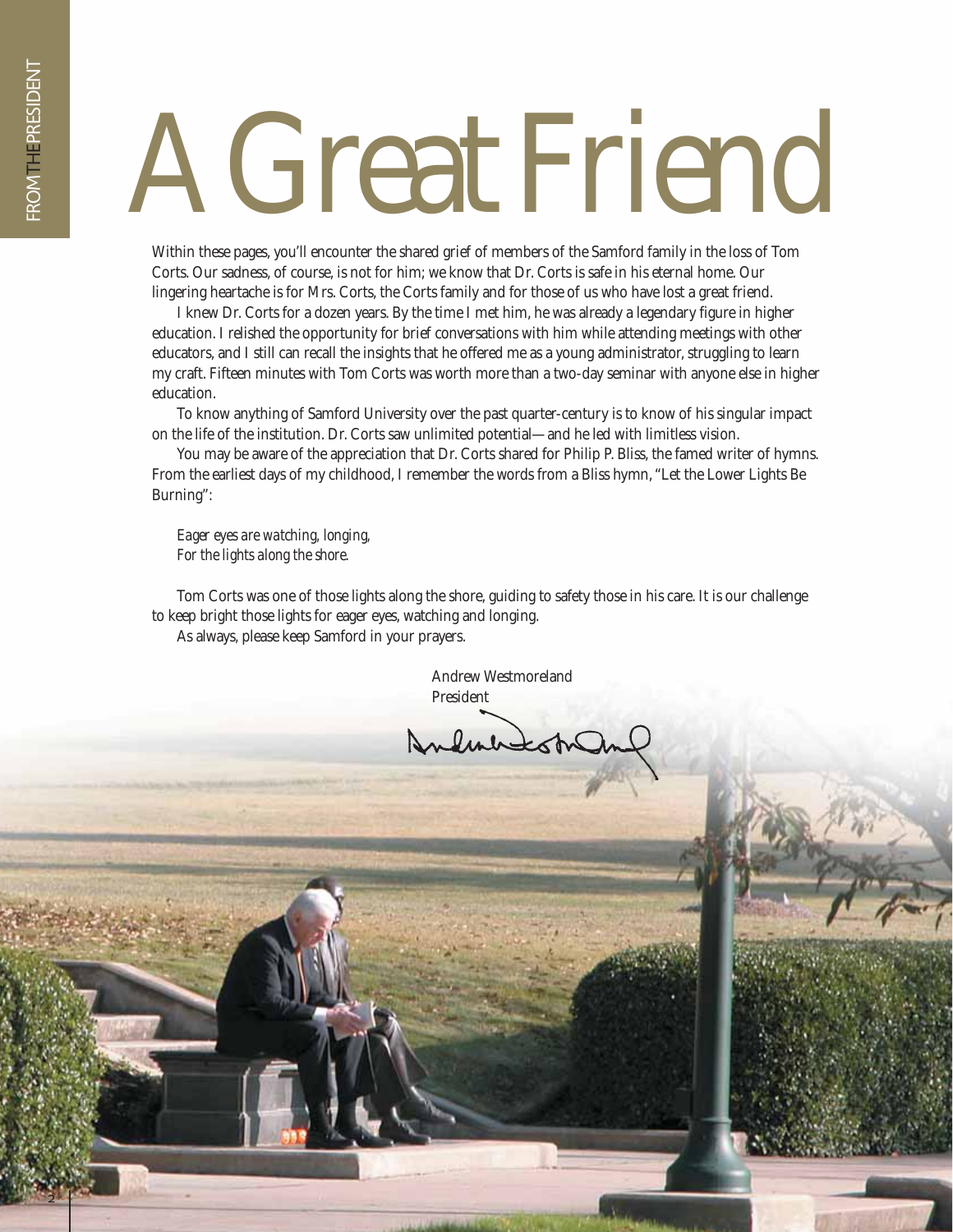# A Great Friend

Within these pages, you'll encounter the shared grief of members of the Samford family in the loss of Tom Corts. Our sadness, of course, is not for him; we know that Dr. Corts is safe in his eternal home. Our lingering heartache is for Mrs. Corts, the Corts family and for those of us who have lost a great friend.

I knew Dr. Corts for a dozen years. By the time I met him, he was already a legendary figure in higher education. I relished the opportunity for brief conversations with him while attending meetings with other educators, and I still can recall the insights that he offered me as a young administrator, struggling to learn my craft. Fifteen minutes with Tom Corts was worth more than a two-day seminar with anyone else in higher education.

To know anything of Samford University over the past quarter-century is to know of his singular impact on the life of the institution. Dr. Corts saw unlimited potential—and he led with limitless vision.

You may be aware of the appreciation that Dr. Corts shared for Philip P. Bliss, the famed writer of hymns. From the earliest days of my childhood, I remember the words from a Bliss hymn, "Let the Lower Lights Be Burning":

*Eager eyes are watching, longing,*
*For the lights along the shore.*

Tom Corts was one of those lights along the shore, guiding to safety those in his care. It is our challenge to keep bright those lights for eager eyes, watching and longing.

As always, please keep Samford in your prayers.

Andrew Westmoreland
President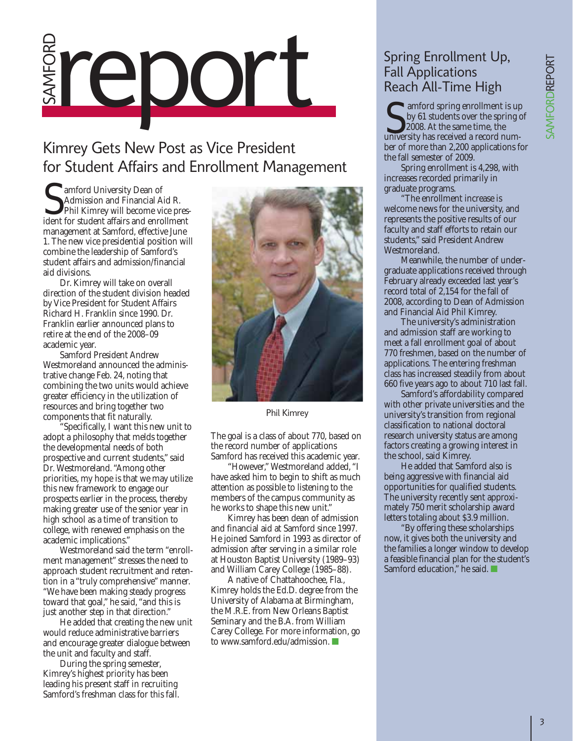# SAMFORD report

## Kimrey Gets New Post as Vice President for Student Affairs and Enrollment Management

Samford University Dean of Admission and Financial Aid R. Phil Kimrey will become vice president for student affairs and enrollment management at Samford, effective June 1. The new vice presidential position will combine the leadership of Samford's student affairs and admission/financial aid divisions.

Dr. Kimrey will take on overall direction of the student division headed by Vice President for Student Affairs Richard H. Franklin since 1990. Dr. Franklin earlier announced plans to retire at the end of the 2008–09 academic year.

Samford President Andrew Westmoreland announced the administrative change Feb. 24, noting that combining the two units would achieve greater efficiency in the utilization of resources and bring together two components that fit naturally.

"Specifically, I want this new unit to adopt a philosophy that melds together the developmental needs of both prospective and current students," said Dr. Westmoreland. "Among other priorities, my hope is that we may utilize this new framework to engage our prospects earlier in the process, thereby making greater use of the senior year in high school as a time of transition to college, with renewed emphasis on the academic implications."

Westmoreland said the term "enrollment management" stresses the need to approach student recruitment and retention in a "truly comprehensive" manner. "We have been making steady progress toward that goal," he said, "and this is just another step in that direction."

He added that creating the new unit would reduce administrative barriers and encourage greater dialogue between the unit and faculty and staff.

During the spring semester, Kimrey's highest priority has been leading his present staff in recruiting Samford's freshman class for this fall.

Phil Kimrey

The goal is a class of about 770, based on the record number of applications Samford has received this academic year.

"However," Westmoreland added, "I have asked him to begin to shift as much attention as possible to listening to the members of the campus community as he works to shape this new unit."

Kimrey has been dean of admission and financial aid at Samford since 1997. He joined Samford in 1993 as director of admission after serving in a similar role at Houston Baptist University (1989–93) and William Carey College (1985–88).

A native of Chattahoochee, Fla., Kimrey holds the Ed.D. degree from the University of Alabama at Birmingham, the M.R.E. from New Orleans Baptist Seminary and the B.A. from William Carey College. For more information, go to www.samford.edu/admission.

## Spring Enrollment Up, Fall Applications Reach All-Time High

Samford spring enrollment is up by 61 students over the spring of 2008. At the same time, the university has received a record number of more than 2,200 applications for the fall semester of 2009.

Spring enrollment is 4,298, with increases recorded primarily in graduate programs.

"The enrollment increase is welcome news for the university, and represents the positive results of our faculty and staff efforts to retain our students," said President Andrew Westmoreland.

Meanwhile, the number of undergraduate applications received through February already exceeded last year's record total of 2,154 for the fall of 2008, according to Dean of Admission and Financial Aid Phil Kimrey.

The university's administration and admission staff are working to meet a fall enrollment goal of about 770 freshmen, based on the number of applications. The entering freshman class has increased steadily from about 660 five years ago to about 710 last fall.

Samford's affordability compared with other private universities and the university's transition from regional classification to national doctoral research university status are among factors creating a growing interest in the school, said Kimrey.

He added that Samford also is being aggressive with financial aid opportunities for qualified students. The university recently sent approximately 750 merit scholarship award letters totaling about $3.9 million.

"By offering these scholarships now, it gives both the university and the families a longer window to develop a feasible financial plan for the student's Samford education," he said.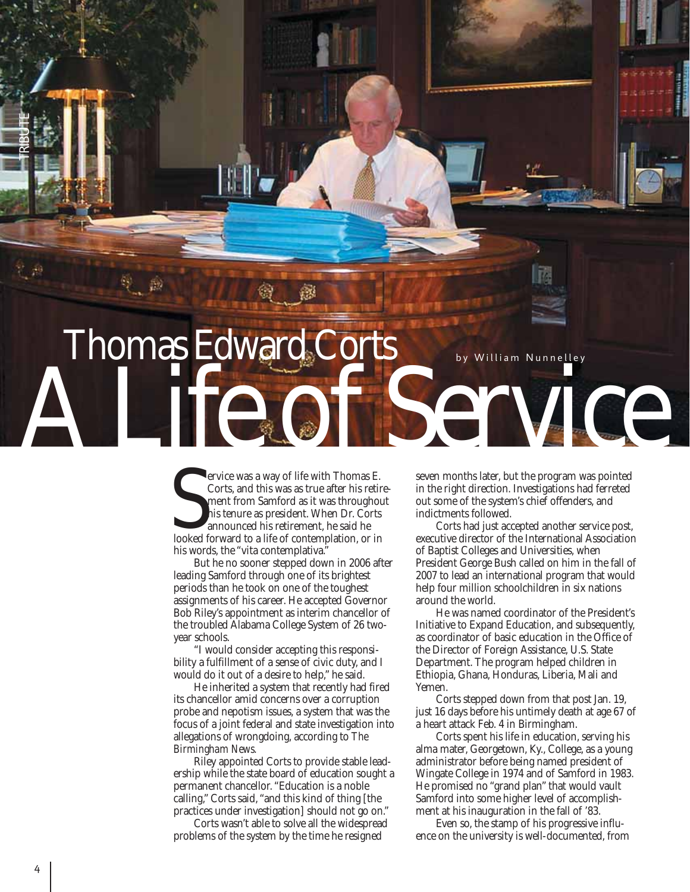# Thomas Edward Corts

# A Life of Service

by William Nunnelley

Service was a way of life with Thomas E. Corts, and this was as true after his retirement from Samford as it was throughout his tenure as president. When Dr. Corts announced his retirement, he said he looked forward to a life of contemplation, or in his words, the "vita contemplativa."

But he no sooner stepped down in 2006 after leading Samford through one of its brightest periods than he took on one of the toughest assignments of his career. He accepted Governor Bob Riley's appointment as interim chancellor of the troubled Alabama College System of 26 two-year schools.

"I would consider accepting this responsibility a fulfillment of a sense of civic duty, and I would do it out of a desire to help," he said.

He inherited a system that recently had fired its chancellor amid concerns over a corruption probe and nepotism issues, a system that was the focus of a joint federal and state investigation into allegations of wrongdoing, according to *The Birmingham News*.

Riley appointed Corts to provide stable leadership while the state board of education sought a permanent chancellor. "Education is a noble calling," Corts said, "and this kind of thing [the practices under investigation] should not go on."

Corts wasn't able to solve all the widespread problems of the system by the time he resigned seven months later, but the program was pointed in the right direction. Investigations had ferreted out some of the system's chief offenders, and indictments followed.

Corts had just accepted another service post, executive director of the International Association of Baptist Colleges and Universities, when President George Bush called on him in the fall of 2007 to lead an international program that would help four million schoolchildren in six nations around the world.

He was named coordinator of the President's Initiative to Expand Education, and subsequently, as coordinator of basic education in the Office of the Director of Foreign Assistance, U.S. State Department. The program helped children in Ethiopia, Ghana, Honduras, Liberia, Mali and Yemen.

Corts stepped down from that post Jan. 19, just 16 days before his untimely death at age 67 of a heart attack Feb. 4 in Birmingham.

Corts spent his life in education, serving his alma mater, Georgetown, Ky., College, as a young administrator before being named president of Wingate College in 1974 and of Samford in 1983. He promised no "grand plan" that would vault Samford into some higher level of accomplishment at his inauguration in the fall of '83.

Even so, the stamp of his progressive influence on the university is well-documented, from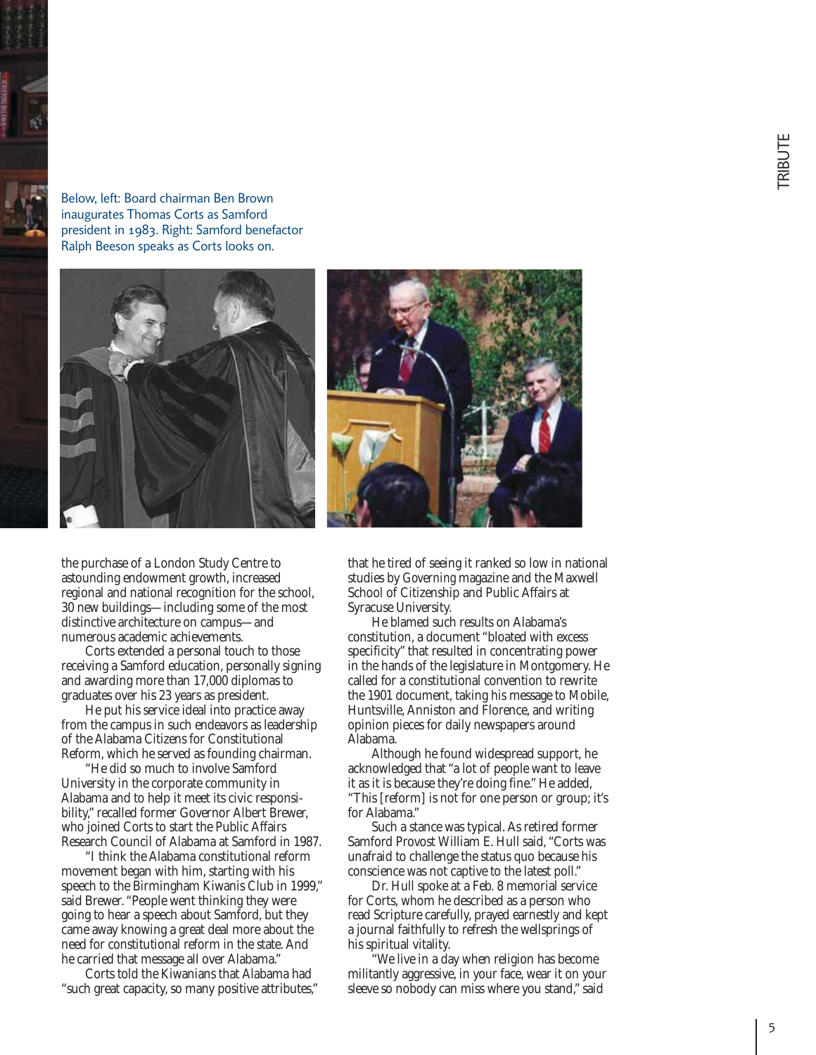Below, left: Board chairman Ben Brown inaugurates Thomas Corts as Samford president in 1983. Right: Samford benefactor Ralph Beeson speaks as Corts looks on.

the purchase of a London Study Centre to astounding endowment growth, increased regional and national recognition for the school, 30 new buildings—including some of the most distinctive architecture on campus—and numerous academic achievements.

Corts extended a personal touch to those receiving a Samford education, personally signing and awarding more than 17,000 diplomas to graduates over his 23 years as president.

He put his service ideal into practice away from the campus in such endeavors as leadership of the Alabama Citizens for Constitutional Reform, which he served as founding chairman.

"He did so much to involve Samford University in the corporate community in Alabama and to help it meet its civic responsibility," recalled former Governor Albert Brewer, who joined Corts to start the Public Affairs Research Council of Alabama at Samford in 1987.

"I think the Alabama constitutional reform movement began with him, starting with his speech to the Birmingham Kiwanis Club in 1999," said Brewer. "People went thinking they were going to hear a speech about Samford, but they came away knowing a great deal more about the need for constitutional reform in the state. And he carried that message all over Alabama."

Corts told the Kiwanians that Alabama had "such great capacity, so many positive attributes," that he tired of seeing it ranked so low in national studies by *Governing* magazine and the Maxwell School of Citizenship and Public Affairs at Syracuse University.

He blamed such results on Alabama's constitution, a document "bloated with excess specificity" that resulted in concentrating power in the hands of the legislature in Montgomery. He called for a constitutional convention to rewrite the 1901 document, taking his message to Mobile, Huntsville, Anniston and Florence, and writing opinion pieces for daily newspapers around Alabama.

Although he found widespread support, he acknowledged that "a lot of people want to leave it as it is because they're doing fine." He added, "This [reform] is not for one person or group; it's for Alabama."

Such a stance was typical. As retired former Samford Provost William E. Hull said, "Corts was unafraid to challenge the status quo because his conscience was not captive to the latest poll."

Dr. Hull spoke at a Feb. 8 memorial service for Corts, whom he described as a person who read Scripture carefully, prayed earnestly and kept a journal faithfully to refresh the wellsprings of his spiritual vitality.

"We live in a day when religion has become militantly aggressive, in your face, wear it on your sleeve so nobody can miss where you stand," said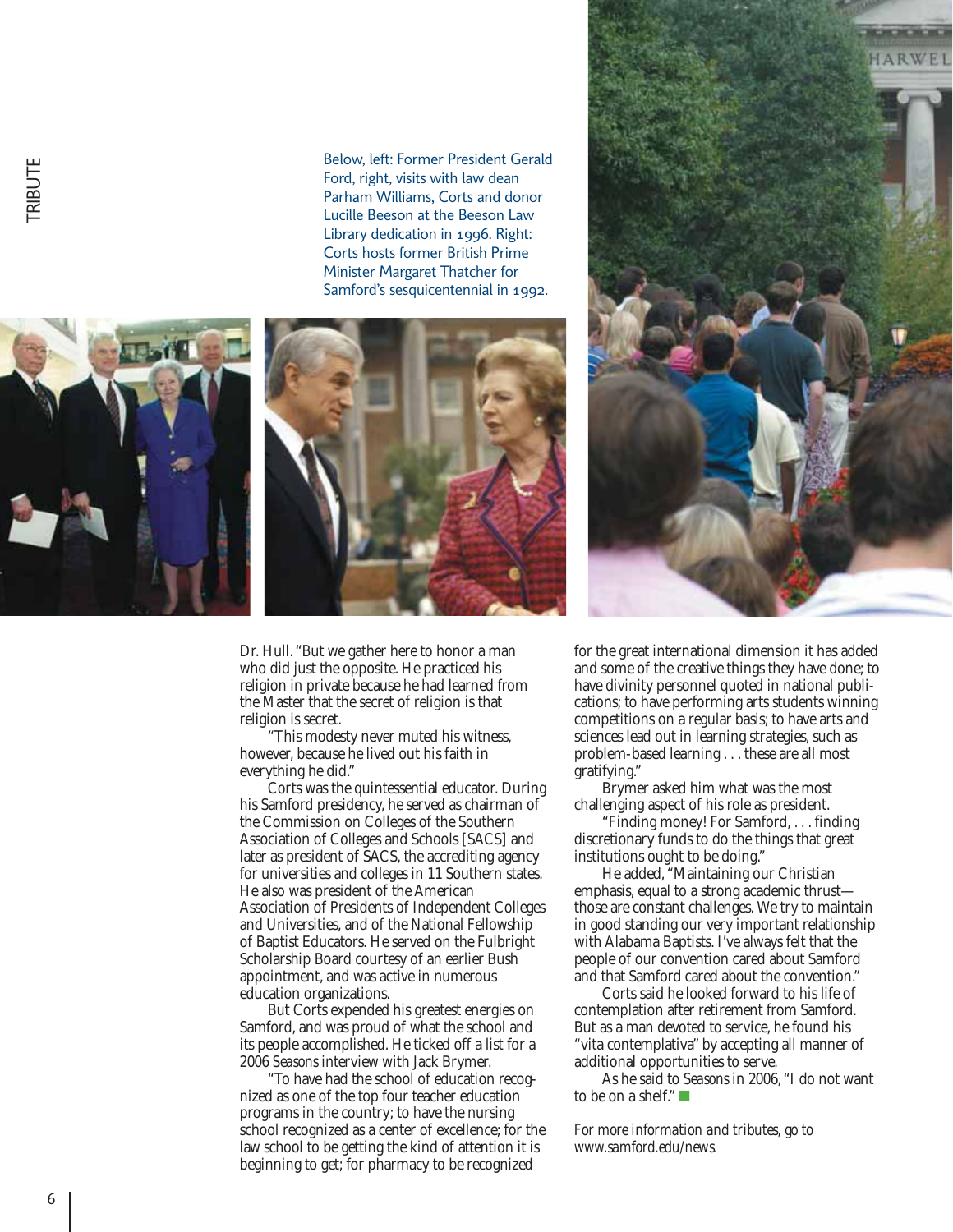Below, left: Former President Gerald Ford, right, visits with law dean Parham Williams, Corts and donor Lucille Beeson at the Beeson Law Library dedication in 1996. Right: Corts hosts former British Prime Minister Margaret Thatcher for Samford's sesquicentennial in 1992.

Dr. Hull. "But we gather here to honor a man who did just the opposite. He practiced his religion in private because he had learned from the Master that the secret of religion is that religion is secret.

"This modesty never muted his witness, however, because he lived out his faith in everything he did."

Corts was the quintessential educator. During his Samford presidency, he served as chairman of the Commission on Colleges of the Southern Association of Colleges and Schools [SACS] and later as president of SACS, the accrediting agency for universities and colleges in 11 Southern states. He also was president of the American Association of Presidents of Independent Colleges and Universities, and of the National Fellowship of Baptist Educators. He served on the Fulbright Scholarship Board courtesy of an earlier Bush appointment, and was active in numerous education organizations.

But Corts expended his greatest energies on Samford, and was proud of what the school and its people accomplished. He ticked off a list for a 2006 *Seasons* interview with Jack Brymer.

"To have had the school of education recognized as one of the top four teacher education programs in the country; to have the nursing school recognized as a center of excellence; for the law school to be getting the kind of attention it is beginning to get; for pharmacy to be recognized for the great international dimension it has added and some of the creative things they have done; to have divinity personnel quoted in national publications; to have performing arts students winning competitions on a regular basis; to have arts and sciences lead out in learning strategies, such as problem-based learning . . . these are all most gratifying."

Brymer asked him what was the most challenging aspect of his role as president.

"Finding money! For Samford, . . . finding discretionary funds to do the things that great institutions ought to be doing."

He added, "Maintaining our Christian emphasis, equal to a strong academic thrust—those are constant challenges. We try to maintain in good standing our very important relationship with Alabama Baptists. I've always felt that the people of our convention cared about Samford and that Samford cared about the convention."

Corts said he looked forward to his life of contemplation after retirement from Samford. But as a man devoted to service, he found his "vita contemplativa" by accepting all manner of additional opportunities to serve.

As he said to *Seasons* in 2006, "I do not want to be on a shelf." ■

*For more information and tributes, go to www.samford.edu/news.*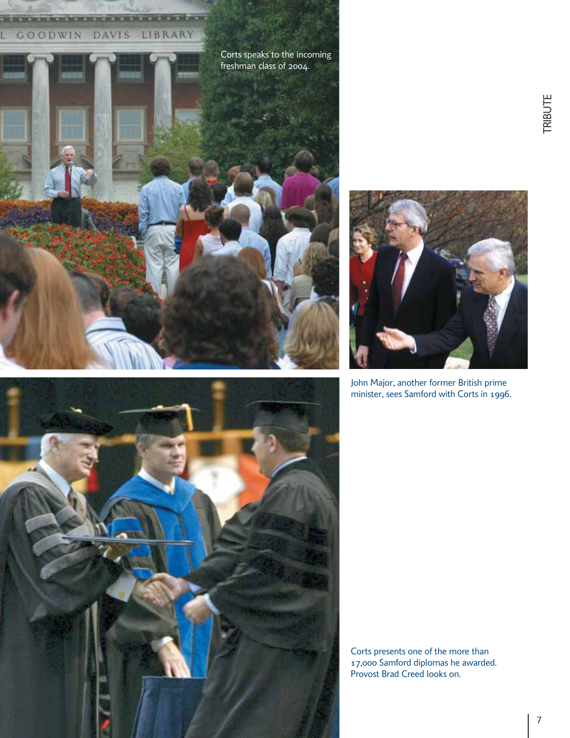Corts speaks to the incoming freshman class of 2004.

John Major, another former British prime minister, sees Samford with Corts in 1996.

Corts presents one of the more than 17,000 Samford diplomas he awarded. Provost Brad Creed looks on.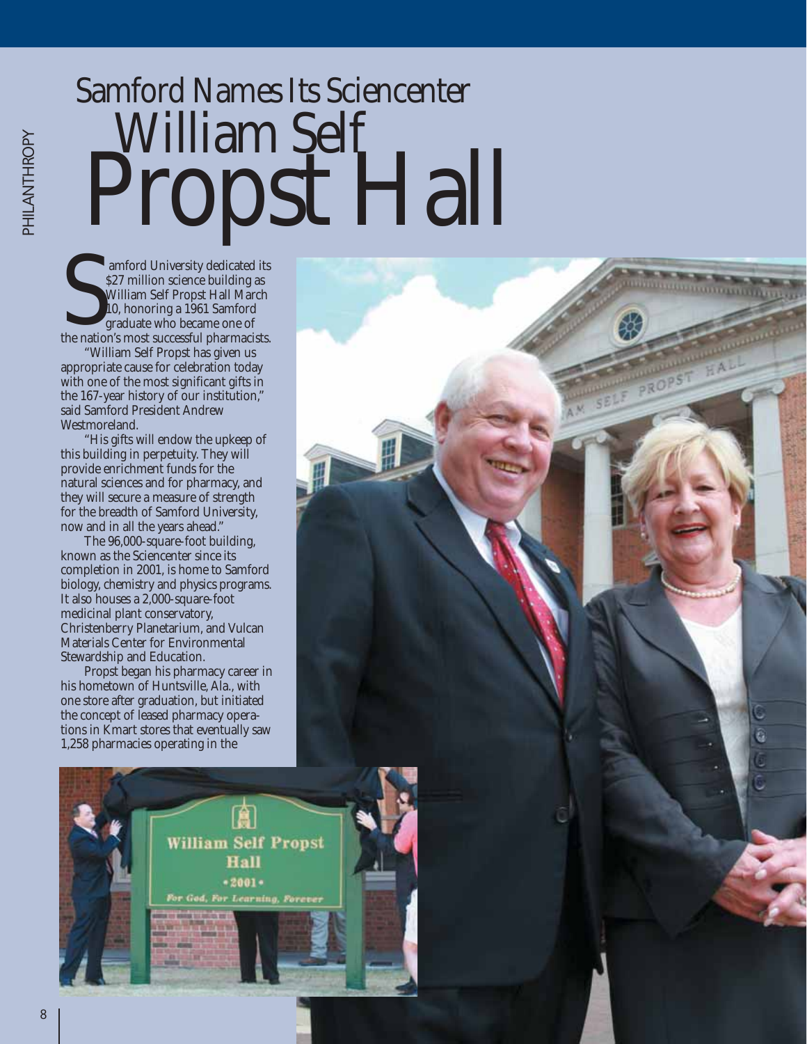# Samford Names Its Sciencenter William Self Propst Hall

Samford University dedicated its $27 million science building as William Self Propst Hall March 10, honoring a 1961 Samford graduate who became one of the nation's most successful pharmacists.

"William Self Propst has given us appropriate cause for celebration today with one of the most significant gifts in the 167-year history of our institution," said Samford President Andrew Westmoreland.

"His gifts will endow the upkeep of this building in perpetuity. They will provide enrichment funds for the natural sciences and for pharmacy, and they will secure a measure of strength for the breadth of Samford University, now and in all the years ahead."

The 96,000-square-foot building, known as the Sciencenter since its completion in 2001, is home to Samford biology, chemistry and physics programs. It also houses a 2,000-square-foot medicinal plant conservatory, Christenberry Planetarium, and Vulcan Materials Center for Environmental Stewardship and Education.

Propst began his pharmacy career in his hometown of Huntsville, Ala., with one store after graduation, but initiated the concept of leased pharmacy operations in Kmart stores that eventually saw 1,258 pharmacies operating in the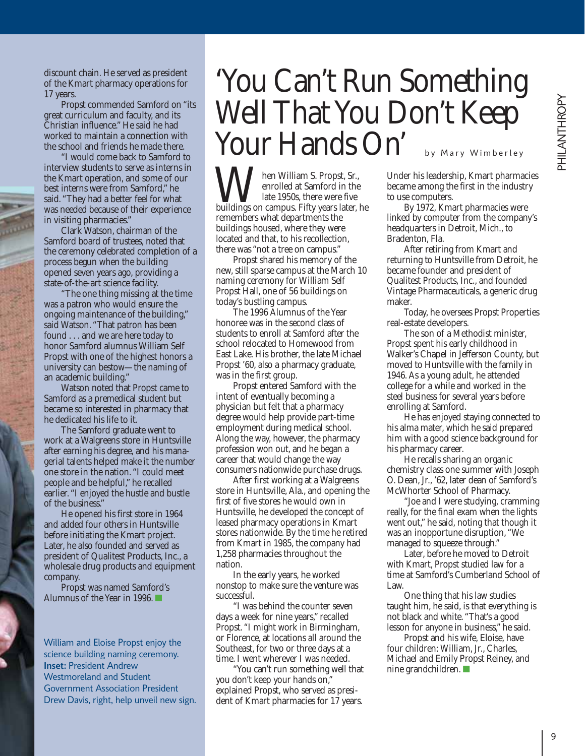discount chain. He served as president of the Kmart pharmacy operations for 17 years.

Propst commended Samford on "its great curriculum and faculty, and its Christian influence." He said he had worked to maintain a connection with the school and friends he made there.

"I would come back to Samford to interview students to serve as interns in the Kmart operation, and some of our best interns were from Samford," he said. "They had a better feel for what was needed because of their experience in visiting pharmacies."

Clark Watson, chairman of the Samford board of trustees, noted that the ceremony celebrated completion of a process begun when the building opened seven years ago, providing a state-of-the-art science facility.

"The one thing missing at the time was a patron who would ensure the ongoing maintenance of the building," said Watson. "That patron has been found . . . and we are here today to honor Samford alumnus William Self Propst with one of the highest honors a university can bestow—the naming of an academic building."

Watson noted that Propst came to Samford as a premedical student but became so interested in pharmacy that he dedicated his life to it.

The Samford graduate went to work at a Walgreens store in Huntsville after earning his degree, and his managerial talents helped make it the number one store in the nation. "I could meet people and be helpful," he recalled earlier. "I enjoyed the hustle and bustle of the business."

He opened his first store in 1964 and added four others in Huntsville before initiating the Kmart project. Later, he also founded and served as president of Qualitest Products, Inc., a wholesale drug products and equipment company.

Propst was named Samford's Alumnus of the Year in 1996.

William and Eloise Propst enjoy the science building naming ceremony. **Inset:** President Andrew Westmoreland and Student Government Association President Drew Davis, right, help unveil new sign.

# 'You Can't Run Something Well That You Don't Keep Your Hands On'

by Mary Wimberley

When William S. Propst, Sr., enrolled at Samford in the late 1950s, there were five buildings on campus. Fifty years later, he remembers what departments the buildings housed, where they were located and that, to his recollection, there was "not a tree on campus."

Propst shared his memory of the new, still sparse campus at the March 10 naming ceremony for William Self Propst Hall, one of 56 buildings on today's bustling campus.

The 1996 Alumnus of the Year honoree was in the second class of students to enroll at Samford after the school relocated to Homewood from East Lake. His brother, the late Michael Propst '60, also a pharmacy graduate, was in the first group.

Propst entered Samford with the intent of eventually becoming a physician but felt that a pharmacy degree would help provide part-time employment during medical school. Along the way, however, the pharmacy profession won out, and he began a career that would change the way consumers nationwide purchase drugs.

After first working at a Walgreens store in Huntsville, Ala., and opening the first of five stores he would own in Huntsville, he developed the concept of leased pharmacy operations in Kmart stores nationwide. By the time he retired from Kmart in 1985, the company had 1,258 pharmacies throughout the nation.

In the early years, he worked nonstop to make sure the venture was successful.

"I was behind the counter seven days a week for nine years," recalled Propst. "I might work in Birmingham, or Florence, at locations all around the Southeast, for two or three days at a time. I went wherever I was needed.

"You can't run something well that you don't keep your hands on," explained Propst, who served as president of Kmart pharmacies for 17 years. Under his leadership, Kmart pharmacies became among the first in the industry to use computers.

By 1972, Kmart pharmacies were linked by computer from the company's headquarters in Detroit, Mich., to Bradenton, Fla.

After retiring from Kmart and returning to Huntsville from Detroit, he became founder and president of Qualitest Products, Inc., and founded Vintage Pharmaceuticals, a generic drug maker.

Today, he oversees Propst Properties real-estate developers.

The son of a Methodist minister, Propst spent his early childhood in Walker's Chapel in Jefferson County, but moved to Huntsville with the family in 1946. As a young adult, he attended college for a while and worked in the steel business for several years before enrolling at Samford.

He has enjoyed staying connected to his alma mater, which he said prepared him with a good science background for his pharmacy career.

He recalls sharing an organic chemistry class one summer with Joseph O. Dean, Jr., '62, later dean of Samford's McWhorter School of Pharmacy.

"Joe and I were studying, cramming really, for the final exam when the lights went out," he said, noting that though it was an inopportune disruption, "We managed to squeeze through."

Later, before he moved to Detroit with Kmart, Propst studied law for a time at Samford's Cumberland School of Law.

One thing that his law studies taught him, he said, is that everything is not black and white. "That's a good lesson for anyone in business," he said.

Propst and his wife, Eloise, have four children: William, Jr., Charles, Michael and Emily Propst Reiney, and nine grandchildren.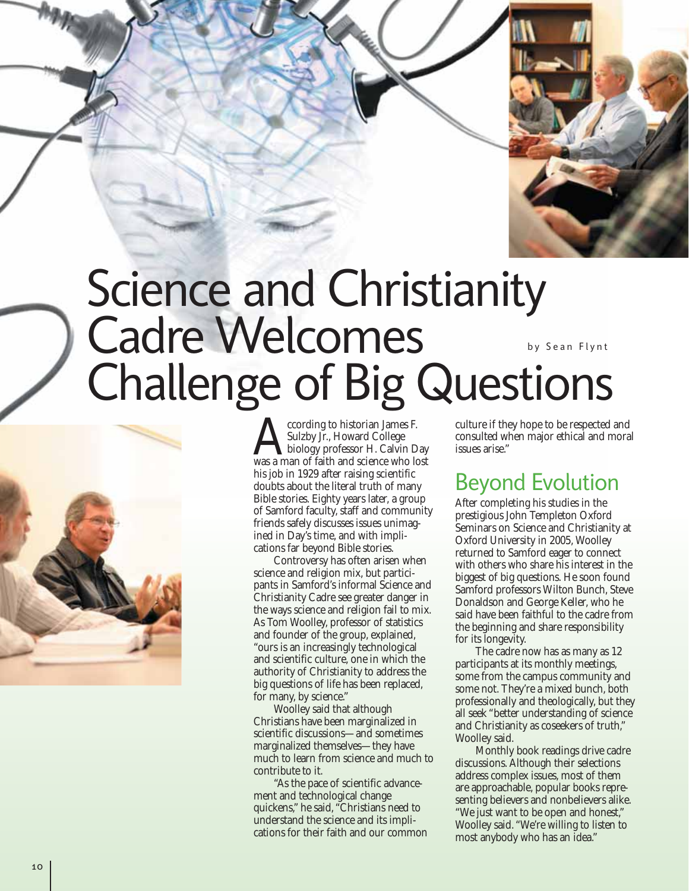# Science and Christianity Cadre Welcomes Challenge of Big Questions

by Sean Flynt

According to historian James F. Sulzby Jr., Howard College biology professor H. Calvin Day was a man of faith and science who lost his job in 1929 after raising scientific doubts about the literal truth of many Bible stories. Eighty years later, a group of Samford faculty, staff and community friends safely discusses issues unimagined in Day's time, and with implications far beyond Bible stories.

Controversy has often arisen when science and religion mix, but participants in Samford's informal Science and Christianity Cadre see greater danger in the ways science and religion fail to mix. As Tom Woolley, professor of statistics and founder of the group, explained, "ours is an increasingly technological and scientific culture, one in which the authority of Christianity to address the big questions of life has been replaced, for many, by science."

Woolley said that although Christians have been marginalized in scientific discussions—and sometimes marginalized themselves—they have much to learn from science and much to contribute to it.

"As the pace of scientific advancement and technological change quickens," he said, "Christians need to understand the science and its implications for their faith and our common culture if they hope to be respected and consulted when major ethical and moral issues arise."

## Beyond Evolution

After completing his studies in the prestigious John Templeton Oxford Seminars on Science and Christianity at Oxford University in 2005, Woolley returned to Samford eager to connect with others who share his interest in the biggest of big questions. He soon found Samford professors Wilton Bunch, Steve Donaldson and George Keller, who he said have been faithful to the cadre from the beginning and share responsibility for its longevity.

The cadre now has as many as 12 participants at its monthly meetings, some from the campus community and some not. They're a mixed bunch, both professionally and theologically, but they all seek "better understanding of science and Christianity as coseekers of truth," Woolley said.

Monthly book readings drive cadre discussions. Although their selections address complex issues, most of them are approachable, popular books representing believers and nonbelievers alike. "We just want to be open and honest," Woolley said. "We're willing to listen to most anybody who has an idea."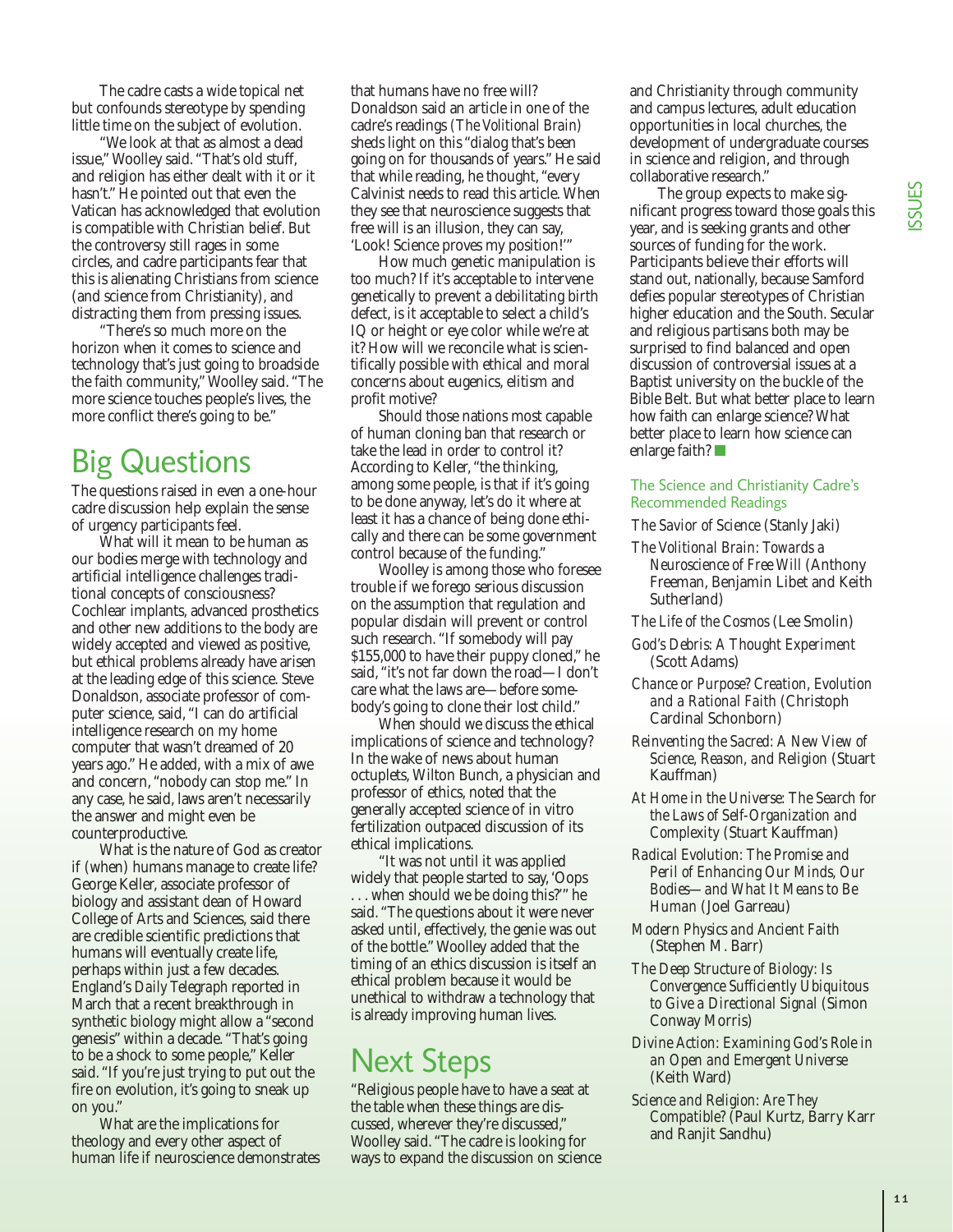The cadre casts a wide topical net but confounds stereotype by spending little time on the subject of evolution.

"We look at that as almost a dead issue," Woolley said. "That's old stuff, and religion has either dealt with it or it hasn't." He pointed out that even the Vatican has acknowledged that evolution is compatible with Christian belief. But the controversy still rages in some circles, and cadre participants fear that this is alienating Christians from science (and science from Christianity), and distracting them from pressing issues.

"There's so much more on the horizon when it comes to science and technology that's just going to broadside the faith community," Woolley said. "The more science touches people's lives, the more conflict there's going to be."

## Big Questions

The questions raised in even a one-hour cadre discussion help explain the sense of urgency participants feel.

What will it mean to be human as our bodies merge with technology and artificial intelligence challenges traditional concepts of consciousness? Cochlear implants, advanced prosthetics and other new additions to the body are widely accepted and viewed as positive, but ethical problems already have arisen at the leading edge of this science. Steve Donaldson, associate professor of computer science, said, "I can do artificial intelligence research on my home computer that wasn't dreamed of 20 years ago." He added, with a mix of awe and concern, "nobody can stop me." In any case, he said, laws aren't necessarily the answer and might even be counterproductive.

What is the nature of God as creator if (when) humans manage to create life? George Keller, associate professor of biology and assistant dean of Howard College of Arts and Sciences, said there are credible scientific predictions that humans will eventually create life, perhaps within just a few decades. England's *Daily Telegraph* reported in March that a recent breakthrough in synthetic biology might allow a "second genesis" within a decade. "That's going to be a shock to some people," Keller said. "If you're just trying to put out the fire on evolution, it's going to sneak up on you."

What are the implications for theology and every other aspect of human life if neuroscience demonstrates that humans have no free will? Donaldson said an article in one of the cadre's readings (*The Volitional Brain*) sheds light on this "dialog that's been going on for thousands of years." He said that while reading, he thought, "every Calvinist needs to read this article. When they see that neuroscience suggests that free will is an illusion, they can say, 'Look! Science proves my position!'"

How much genetic manipulation is too much? If it's acceptable to intervene genetically to prevent a debilitating birth defect, is it acceptable to select a child's IQ or height or eye color while we're at it? How will we reconcile what is scientifically possible with ethical and moral concerns about eugenics, elitism and profit motive?

Should those nations most capable of human cloning ban that research or take the lead in order to control it? According to Keller, "the thinking, among some people, is that if it's going to be done anyway, let's do it where at least it has a chance of being done ethically and there can be some government control because of the funding."

Woolley is among those who foresee trouble if we forego serious discussion on the assumption that regulation and popular disdain will prevent or control such research. "If somebody will pay $155,000 to have their puppy cloned," he said, "it's not far down the road—I don't care what the laws are—before somebody's going to clone their lost child."

When should we discuss the ethical implications of science and technology? In the wake of news about human octuplets, Wilton Bunch, a physician and professor of ethics, noted that the generally accepted science of in vitro fertilization outpaced discussion of its ethical implications.

"It was not until it was applied widely that people started to say, 'Oops . . . when should we be doing this?'" he said. "The questions about it were never asked until, effectively, the genie was out of the bottle." Woolley added that the timing of an ethics discussion is itself an ethical problem because it would be unethical to withdraw a technology that is already improving human lives.

## Next Steps

"Religious people have to have a seat at the table when these things are discussed, wherever they're discussed," Woolley said. "The cadre is looking for ways to expand the discussion on science and Christianity through community and campus lectures, adult education opportunities in local churches, the development of undergraduate courses in science and religion, and through collaborative research."

The group expects to make significant progress toward those goals this year, and is seeking grants and other sources of funding for the work. Participants believe their efforts will stand out, nationally, because Samford defies popular stereotypes of Christian higher education and the South. Secular and religious partisans both may be surprised to find balanced and open discussion of controversial issues at a Baptist university on the buckle of the Bible Belt. But what better place to learn how faith can enlarge science? What better place to learn how science can enlarge faith?

### The Science and Christianity Cadre's Recommended Readings

- *The Savior of Science* (Stanly Jaki)
- *The Volitional Brain: Towards a Neuroscience of Free Will* (Anthony Freeman, Benjamin Libet and Keith Sutherland)
- *The Life of the Cosmos* (Lee Smolin)
- *God's Debris: A Thought Experiment* (Scott Adams)
- *Chance or Purpose? Creation, Evolution and a Rational Faith* (Christoph Cardinal Schonborn)
- *Reinventing the Sacred: A New View of Science, Reason, and Religion* (Stuart Kauffman)
- *At Home in the Universe: The Search for the Laws of Self-Organization and Complexity* (Stuart Kauffman)
- *Radical Evolution: The Promise and Peril of Enhancing Our Minds, Our Bodies—and What It Means to Be Human* (Joel Garreau)
- *Modern Physics and Ancient Faith* (Stephen M. Barr)
- *The Deep Structure of Biology: Is Convergence Sufficiently Ubiquitous to Give a Directional Signal* (Simon Conway Morris)
- *Divine Action: Examining God's Role in an Open and Emergent Universe* (Keith Ward)
- *Science and Religion: Are They Compatible?* (Paul Kurtz, Barry Karr and Ranjit Sandhu)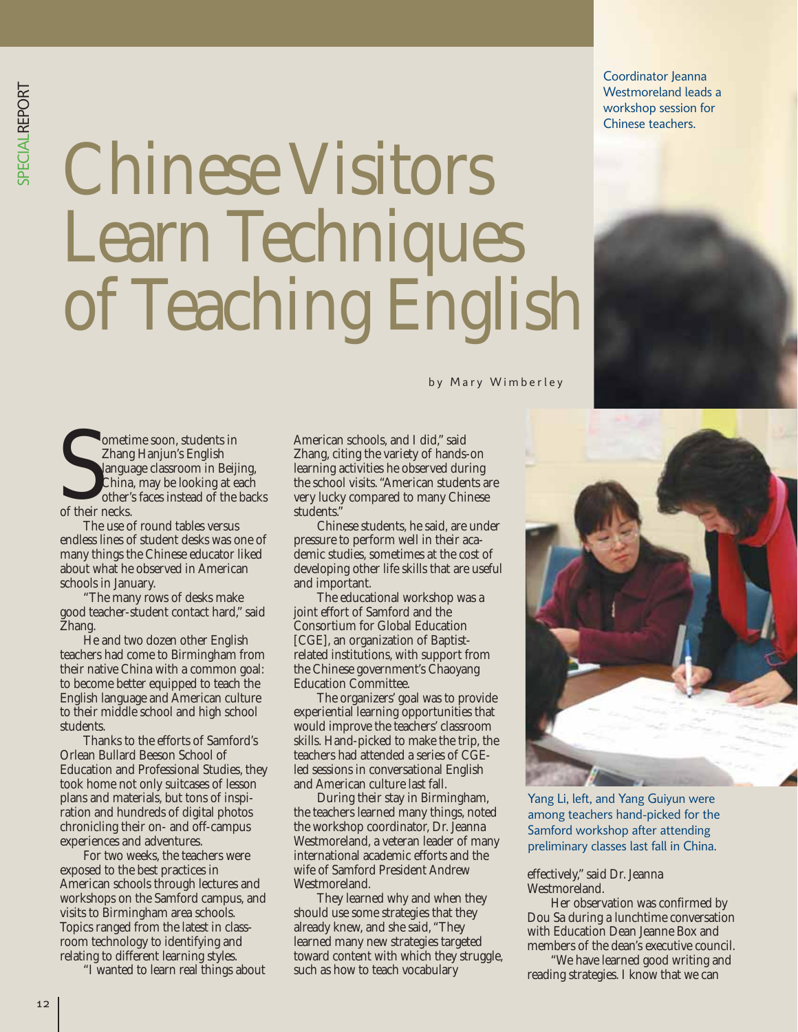# Chinese Visitors Learn Techniques of Teaching English

by Mary Wimberley

Coordinator Jeanna Westmoreland leads a workshop session for Chinese teachers.

Sometime soon, students in Zhang Hanjun's English language classroom in Beijing, China, may be looking at each other's faces instead of the backs of their necks.

The use of round tables versus endless lines of student desks was one of many things the Chinese educator liked about what he observed in American schools in January.

"The many rows of desks make good teacher-student contact hard," said Zhang.

He and two dozen other English teachers had come to Birmingham from their native China with a common goal: to become better equipped to teach the English language and American culture to their middle school and high school students.

Thanks to the efforts of Samford's Orlean Bullard Beeson School of Education and Professional Studies, they took home not only suitcases of lesson plans and materials, but tons of inspiration and hundreds of digital photos chronicling their on- and off-campus experiences and adventures.

For two weeks, the teachers were exposed to the best practices in American schools through lectures and workshops on the Samford campus, and visits to Birmingham area schools. Topics ranged from the latest in classroom technology to identifying and relating to different learning styles.

"I wanted to learn real things about American schools, and I did," said Zhang, citing the variety of hands-on learning activities he observed during the school visits. "American students are very lucky compared to many Chinese students."

Chinese students, he said, are under pressure to perform well in their academic studies, sometimes at the cost of developing other life skills that are useful and important.

The educational workshop was a joint effort of Samford and the Consortium for Global Education [CGE], an organization of Baptist-related institutions, with support from the Chinese government's Chaoyang Education Committee.

The organizers' goal was to provide experiential learning opportunities that would improve the teachers' classroom skills. Hand-picked to make the trip, the teachers had attended a series of CGE-led sessions in conversational English and American culture last fall.

During their stay in Birmingham, the teachers learned many things, noted the workshop coordinator, Dr. Jeanna Westmoreland, a veteran leader of many international academic efforts and the wife of Samford President Andrew Westmoreland.

They learned why and when they should use some strategies that they already knew, and she said, "They learned many new strategies targeted toward content with which they struggle, such as how to teach vocabulary effectively," said Dr. Jeanna Westmoreland.

Yang Li, left, and Yang Guiyun were among teachers hand-picked for the Samford workshop after attending preliminary classes last fall in China.

Her observation was confirmed by Dou Sa during a lunchtime conversation with Education Dean Jeanne Box and members of the dean's executive council.

"We have learned good writing and reading strategies. I know that we can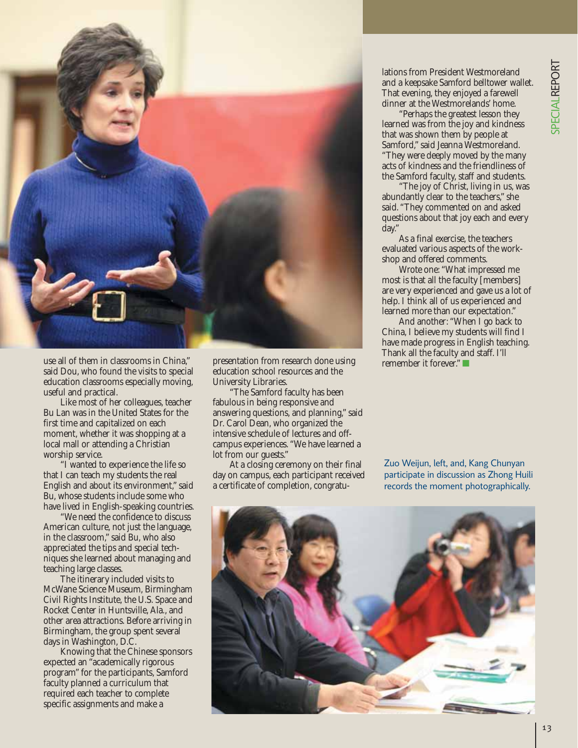use all of them in classrooms in China," said Dou, who found the visits to special education classrooms especially moving, useful and practical.

Like most of her colleagues, teacher Bu Lan was in the United States for the first time and capitalized on each moment, whether it was shopping at a local mall or attending a Christian worship service.

"I wanted to experience the life so that I can teach my students the real English and about its environment," said Bu, whose students include some who have lived in English-speaking countries.

"We need the confidence to discuss American culture, not just the language, in the classroom," said Bu, who also appreciated the tips and special techniques she learned about managing and teaching large classes.

The itinerary included visits to McWane Science Museum, Birmingham Civil Rights Institute, the U.S. Space and Rocket Center in Huntsville, Ala., and other area attractions. Before arriving in Birmingham, the group spent several days in Washington, D.C.

Knowing that the Chinese sponsors expected an "academically rigorous program" for the participants, Samford faculty planned a curriculum that required each teacher to complete specific assignments and make a presentation from research done using education school resources and the University Libraries.

"The Samford faculty has been fabulous in being responsive and answering questions, and planning," said Dr. Carol Dean, who organized the intensive schedule of lectures and off-campus experiences. "We have learned a lot from our guests."

At a closing ceremony on their final day on campus, each participant received a certificate of completion, congratulations from President Westmoreland and a keepsake Samford belltower wallet. That evening, they enjoyed a farewell dinner at the Westmorelands' home.

"Perhaps the greatest lesson they learned was from the joy and kindness that was shown them by people at Samford," said Jeanna Westmoreland. "They were deeply moved by the many acts of kindness and the friendliness of the Samford faculty, staff and students.

"The joy of Christ, living in us, was abundantly clear to the teachers," she said. "They commented on and asked questions about that joy each and every day."

As a final exercise, the teachers evaluated various aspects of the workshop and offered comments.

Wrote one: "What impressed me most is that all the faculty [members] are very experienced and gave us a lot of help. I think all of us experienced and learned more than our expectation."

And another: "When I go back to China, I believe my students will find I have made progress in English teaching. Thank all the faculty and staff. I'll remember it forever." ■

Zuo Weijun, left, and, Kang Chunyan participate in discussion as Zhong Huili records the moment photographically.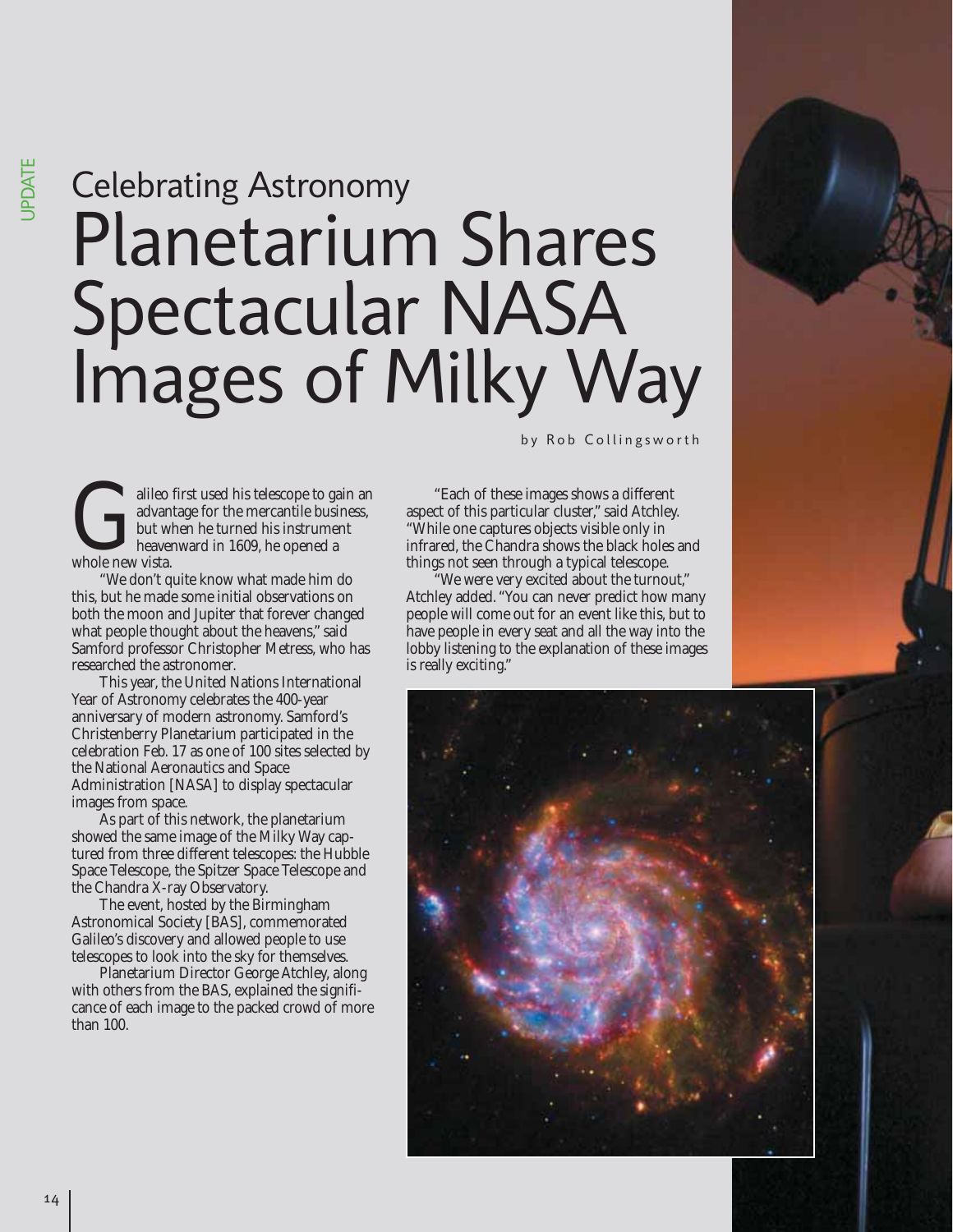## Celebrating Astronomy

# Planetarium Shares Spectacular NASA Images of Milky Way

by Rob Collingsworth

Galileo first used his telescope to gain an advantage for the mercantile business, but when he turned his instrument heavenward in 1609, he opened a whole new vista.

"We don't quite know what made him do this, but he made some initial observations on both the moon and Jupiter that forever changed what people thought about the heavens," said Samford professor Christopher Metress, who has researched the astronomer.

This year, the United Nations International Year of Astronomy celebrates the 400-year anniversary of modern astronomy. Samford's Christenberry Planetarium participated in the celebration Feb. 17 as one of 100 sites selected by the National Aeronautics and Space Administration [NASA] to display spectacular images from space.

As part of this network, the planetarium showed the same image of the Milky Way captured from three different telescopes: the Hubble Space Telescope, the Spitzer Space Telescope and the Chandra X-ray Observatory.

The event, hosted by the Birmingham Astronomical Society [BAS], commemorated Galileo's discovery and allowed people to use telescopes to look into the sky for themselves.

Planetarium Director George Atchley, along with others from the BAS, explained the significance of each image to the packed crowd of more than 100.

"Each of these images shows a different aspect of this particular cluster," said Atchley. "While one captures objects visible only in infrared, the Chandra shows the black holes and things not seen through a typical telescope.

"We were very excited about the turnout," Atchley added. "You can never predict how many people will come out for an event like this, but to have people in every seat and all the way into the lobby listening to the explanation of these images is really exciting."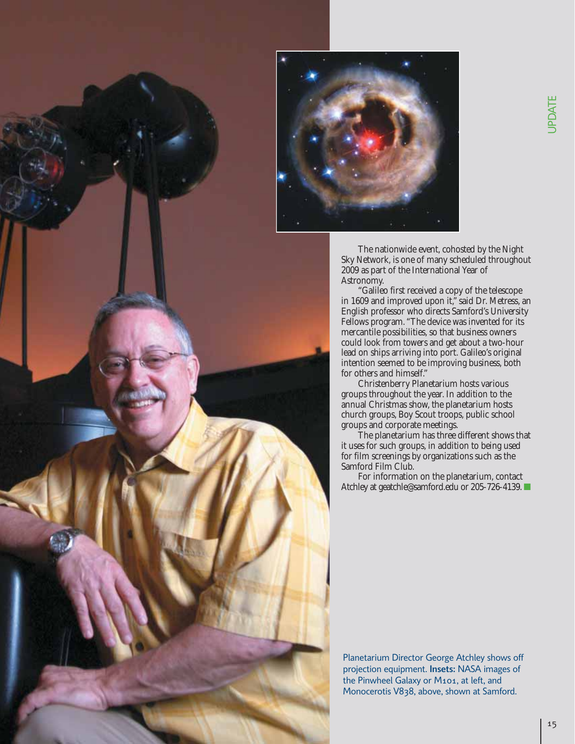The nationwide event, cohosted by the Night Sky Network, is one of many scheduled throughout 2009 as part of the International Year of Astronomy.

"Galileo first received a copy of the telescope in 1609 and improved upon it," said Dr. Metress, an English professor who directs Samford's University Fellows program. "The device was invented for its mercantile possibilities, so that business owners could look from towers and get about a two-hour lead on ships arriving into port. Galileo's original intention seemed to be improving business, both for others and himself."

Christenberry Planetarium hosts various groups throughout the year. In addition to the annual Christmas show, the planetarium hosts church groups, Boy Scout troops, public school groups and corporate meetings.

The planetarium has three different shows that it uses for such groups, in addition to being used for film screenings by organizations such as the Samford Film Club.

For information on the planetarium, contact Atchley at geatchle@samford.edu or 205-726-4139.

Planetarium Director George Atchley shows off projection equipment. **Insets:** NASA images of the Pinwheel Galaxy or M101, at left, and Monocerotis V838, above, shown at Samford.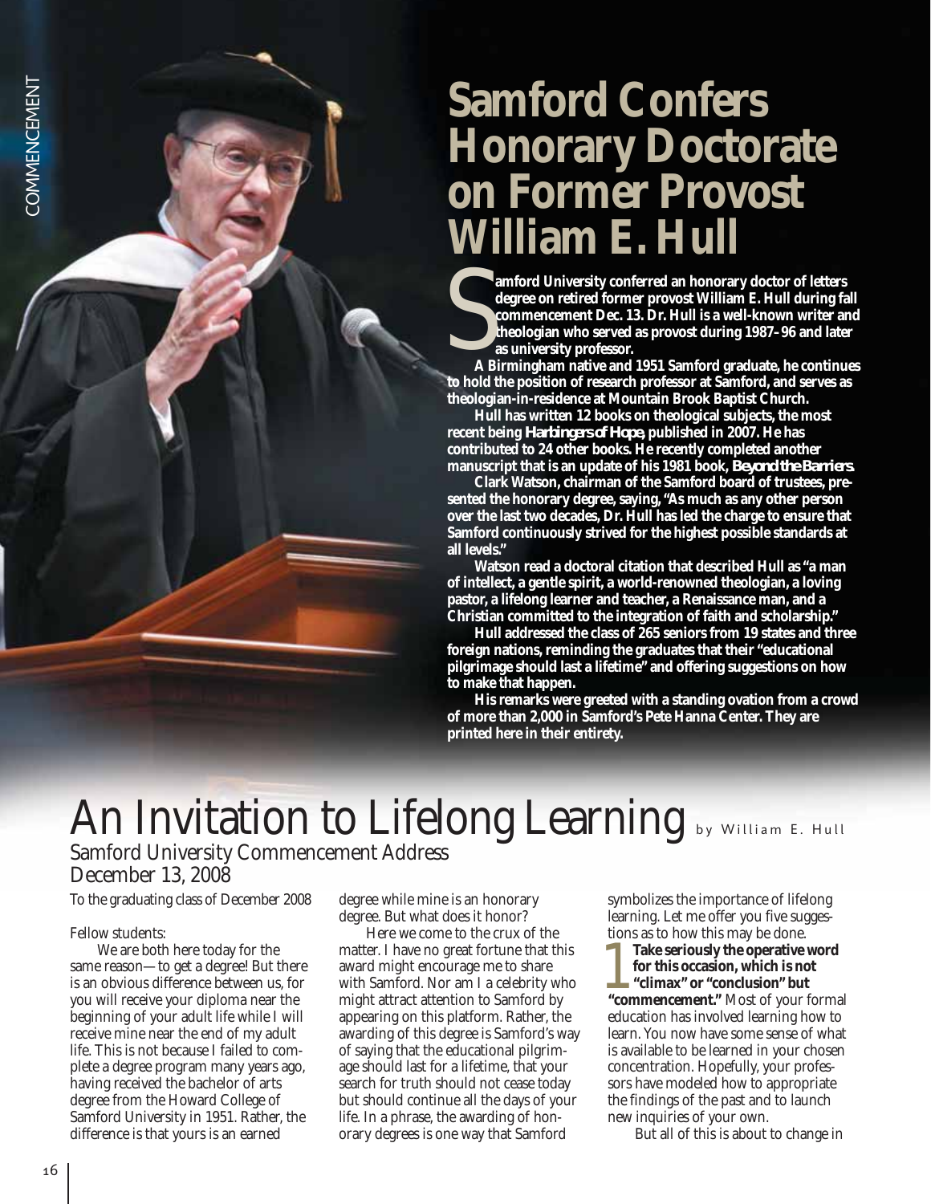# Samford Confers Honorary Doctorate on Former Provost William E. Hull

**Samford University conferred an honorary doctor of letters degree on retired former provost William E. Hull during fall commencement Dec. 13. Dr. Hull is a well-known writer and theologian who served as provost during 1987–96 and later as university professor.**

**A Birmingham native and 1951 Samford graduate, he continues to hold the position of research professor at Samford, and serves as theologian-in-residence at Mountain Brook Baptist Church.**

**Hull has written 12 books on theological subjects, the most recent being *Harbingers of Hope*, published in 2007. He has contributed to 24 other books. He recently completed another manuscript that is an update of his 1981 book, *Beyond the Barriers*.**

**Clark Watson, chairman of the Samford board of trustees, presented the honorary degree, saying, "As much as any other person over the last two decades, Dr. Hull has led the charge to ensure that Samford continuously strived for the highest possible standards at all levels."**

**Watson read a doctoral citation that described Hull as "a man of intellect, a gentle spirit, a world-renowned theologian, a loving pastor, a lifelong learner and teacher, a Renaissance man, and a Christian committed to the integration of faith and scholarship."**

**Hull addressed the class of 265 seniors from 19 states and three foreign nations, reminding the graduates that their "educational pilgrimage should last a lifetime" and offering suggestions on how to make that happen.**

**His remarks were greeted with a standing ovation from a crowd of more than 2,000 in Samford's Pete Hanna Center. They are printed here in their entirety.**

# An Invitation to Lifelong Learning

by William E. Hull

## Samford University Commencement Address December 13, 2008

To the graduating class of December 2008

Fellow students:

We are both here today for the same reason—to get a degree! But there is an obvious difference between us, for you will receive your diploma near the beginning of your adult life while I will receive mine near the end of my adult life. This is not because I failed to complete a degree program many years ago, having received the bachelor of arts degree from the Howard College of Samford University in 1951. Rather, the difference is that yours is an earned degree while mine is an honorary degree. But what does it honor?

Here we come to the crux of the matter. I have no great fortune that this award might encourage me to share with Samford. Nor am I a celebrity who might attract attention to Samford by appearing on this platform. Rather, the awarding of this degree is Samford's way of saying that the educational pilgrimage should last for a lifetime, that your search for truth should not cease today but should continue all the days of your life. In a phrase, the awarding of honorary degrees is one way that Samford symbolizes the importance of lifelong learning. Let me offer you five suggestions as to how this may be done.

1. **Take seriously the operative word for this occasion, which is not "climax" or "conclusion" but "commencement."** Most of your formal education has involved learning how to learn. You now have some sense of what is available to be learned in your chosen concentration. Hopefully, your professors have modeled how to appropriate the findings of the past and to launch new inquiries of your own.

But all of this is about to change in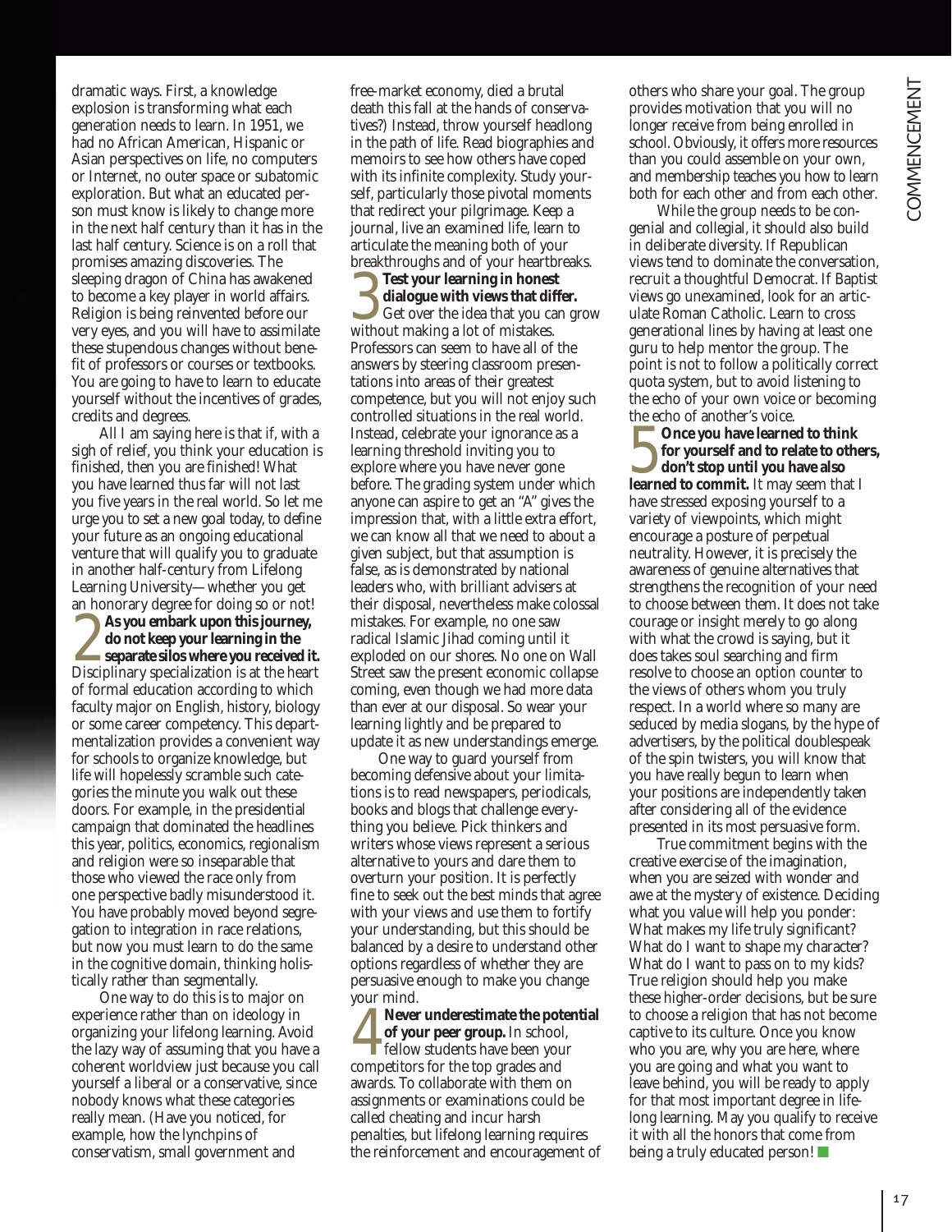dramatic ways. First, a knowledge explosion is transforming what each generation needs to learn. In 1951, we had no African American, Hispanic or Asian perspectives on life, no computers or Internet, no outer space or subatomic exploration. But what an educated person must know is likely to change more in the next half century than it has in the last half century. Science is on a roll that promises amazing discoveries. The sleeping dragon of China has awakened to become a key player in world affairs. Religion is being reinvented before our very eyes, and you will have to assimilate these stupendous changes without benefit of professors or courses or textbooks. You are going to have to learn to educate yourself without the incentives of grades, credits and degrees.

All I am saying here is that if, with a sigh of relief, you think your education is finished, then you are finished! What you have learned thus far will not last you five years in the real world. So let me urge you to set a new goal today, to define your future as an ongoing educational venture that will qualify you to graduate in another half-century from Lifelong Learning University—whether you get an honorary degree for doing so or not!

**2 As you embark upon this journey, do not keep your learning in the separate silos where you received it.** Disciplinary specialization is at the heart of formal education according to which faculty major on English, history, biology or some career competency. This departmentalization provides a convenient way for schools to organize knowledge, but life will hopelessly scramble such categories the minute you walk out these doors. For example, in the presidential campaign that dominated the headlines this year, politics, economics, regionalism and religion were so inseparable that those who viewed the race only from one perspective badly misunderstood it. You have probably moved beyond segregation to integration in race relations, but now you must learn to do the same in the cognitive domain, thinking holistically rather than segmentally.

One way to do this is to major on experience rather than on ideology in organizing your lifelong learning. Avoid the lazy way of assuming that you have a coherent worldview just because you call yourself a liberal or a conservative, since nobody knows what these categories really mean. (Have you noticed, for example, how the lynchpins of conservatism, small government and free-market economy, died a brutal death this fall at the hands of conservatives?) Instead, throw yourself headlong in the path of life. Read biographies and memoirs to see how others have coped with its infinite complexity. Study yourself, particularly those pivotal moments that redirect your pilgrimage. Keep a journal, live an examined life, learn to articulate the meaning both of your breakthroughs and of your heartbreaks.

**3 Test your learning in honest dialogue with views that differ.** Get over the idea that you can grow without making a lot of mistakes. Professors can seem to have all of the answers by steering classroom presentations into areas of their greatest competence, but you will not enjoy such controlled situations in the real world. Instead, celebrate your ignorance as a learning threshold inviting you to explore where you have never gone before. The grading system under which anyone can aspire to get an "A" gives the impression that, with a little extra effort, we can know all that we need to about a given subject, but that assumption is false, as is demonstrated by national leaders who, with brilliant advisers at their disposal, nevertheless make colossal mistakes. For example, no one saw radical Islamic Jihad coming until it exploded on our shores. No one on Wall Street saw the present economic collapse coming, even though we had more data than ever at our disposal. So wear your learning lightly and be prepared to update it as new understandings emerge.

One way to guard yourself from becoming defensive about your limitations is to read newspapers, periodicals, books and blogs that challenge everything you believe. Pick thinkers and writers whose views represent a serious alternative to yours and dare them to overturn your position. It is perfectly fine to seek out the best minds that agree with your views and use them to fortify your understanding, but this should be balanced by a desire to understand other options regardless of whether they are persuasive enough to make you change your mind.

**4 Never underestimate the potential of your peer group.** In school, fellow students have been your competitors for the top grades and awards. To collaborate with them on assignments or examinations could be called cheating and incur harsh penalties, but lifelong learning requires the reinforcement and encouragement of others who share your goal. The group provides motivation that you will no longer receive from being enrolled in school. Obviously, it offers more resources than you could assemble on your own, and membership teaches you how to learn both for each other and from each other.

While the group needs to be congenial and collegial, it should also build in deliberate diversity. If Republican views tend to dominate the conversation, recruit a thoughtful Democrat. If Baptist views go unexamined, look for an articulate Roman Catholic. Learn to cross generational lines by having at least one guru to help mentor the group. The point is not to follow a politically correct quota system, but to avoid listening to the echo of your own voice or becoming the echo of another's voice.

**5 Once you have learned to think for yourself and to relate to others, don't stop until you have also learned to commit.** It may seem that I have stressed exposing yourself to a variety of viewpoints, which might encourage a posture of perpetual neutrality. However, it is precisely the awareness of genuine alternatives that strengthens the recognition of your need to choose between them. It does not take courage or insight merely to go along with what the crowd is saying, but it does takes soul searching and firm resolve to choose an option counter to the views of others whom you truly respect. In a world where so many are seduced by media slogans, by the hype of advertisers, by the political doublespeak of the spin twisters, you will know that you have really begun to learn when your positions are independently taken after considering all of the evidence presented in its most persuasive form.

True commitment begins with the creative exercise of the imagination, when you are seized with wonder and awe at the mystery of existence. Deciding what you value will help you ponder: What makes my life truly significant? What do I want to shape my character? What do I want to pass on to my kids? True religion should help you make these higher-order decisions, but be sure to choose a religion that has not become captive to its culture. Once you know who you are, why you are here, where you are going and what you want to leave behind, you will be ready to apply for that most important degree in lifelong learning. May you qualify to receive it with all the honors that come from being a truly educated person! ■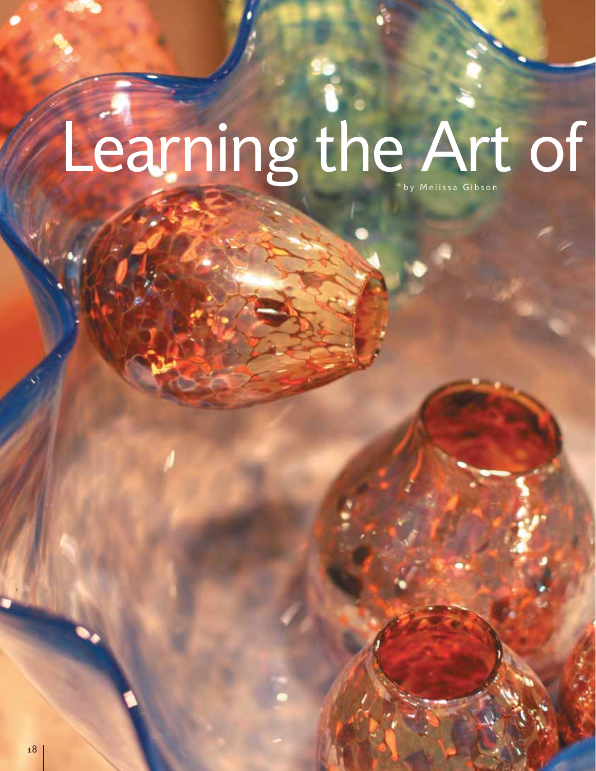# Learning the Art of

by Melissa Gibson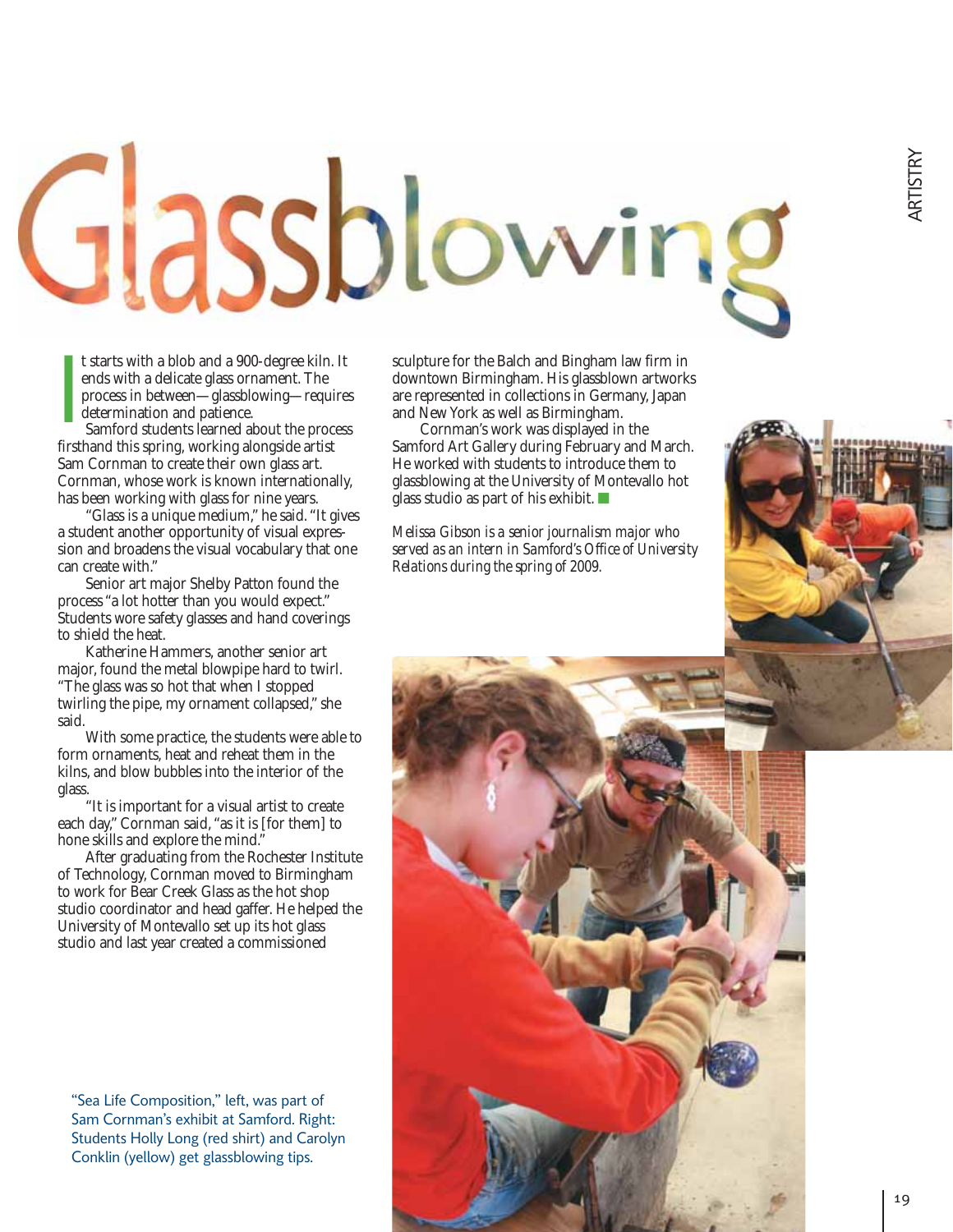# Glassblowing

It starts with a blob and a 900-degree kiln. It ends with a delicate glass ornament. The process in between—glassblowing—requires determination and patience.

Samford students learned about the process firsthand this spring, working alongside artist Sam Cornman to create their own glass art. Cornman, whose work is known internationally, has been working with glass for nine years.

"Glass is a unique medium," he said. "It gives a student another opportunity of visual expression and broadens the visual vocabulary that one can create with."

Senior art major Shelby Patton found the process "a lot hotter than you would expect." Students wore safety glasses and hand coverings to shield the heat.

Katherine Hammers, another senior art major, found the metal blowpipe hard to twirl. "The glass was so hot that when I stopped twirling the pipe, my ornament collapsed," she said.

With some practice, the students were able to form ornaments, heat and reheat them in the kilns, and blow bubbles into the interior of the glass.

"It is important for a visual artist to create each day," Cornman said, "as it is [for them] to hone skills and explore the mind."

After graduating from the Rochester Institute of Technology, Cornman moved to Birmingham to work for Bear Creek Glass as the hot shop studio coordinator and head gaffer. He helped the University of Montevallo set up its hot glass studio and last year created a commissioned sculpture for the Balch and Bingham law firm in downtown Birmingham. His glassblown artworks are represented in collections in Germany, Japan and New York as well as Birmingham.

Cornman's work was displayed in the Samford Art Gallery during February and March. He worked with students to introduce them to glassblowing at the University of Montevallo hot glass studio as part of his exhibit. ■

*Melissa Gibson is a senior journalism major who served as an intern in Samford's Office of University Relations during the spring of 2009.*

"Sea Life Composition," left, was part of Sam Cornman's exhibit at Samford. Right: Students Holly Long (red shirt) and Carolyn Conklin (yellow) get glassblowing tips.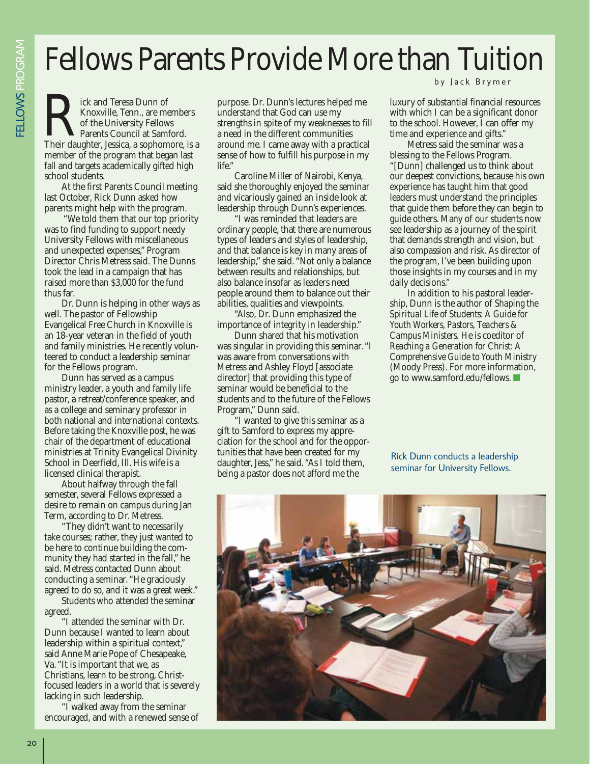# Fellows Parents Provide More than Tuition

by Jack Brymer

Rick and Teresa Dunn of Knoxville, Tenn., are members of the University Fellows Parents Council at Samford. Their daughter, Jessica, a sophomore, is a member of the program that began last fall and targets academically gifted high school students.

At the first Parents Council meeting last October, Rick Dunn asked how parents might help with the program.

"We told them that our top priority was to find funding to support needy University Fellows with miscellaneous and unexpected expenses," Program Director Chris Metress said. The Dunns took the lead in a campaign that has raised more than $3,000 for the fund thus far.

Dr. Dunn is helping in other ways as well. The pastor of Fellowship Evangelical Free Church in Knoxville is an 18-year veteran in the field of youth and family ministries. He recently volunteered to conduct a leadership seminar for the Fellows program.

Dunn has served as a campus ministry leader, a youth and family life pastor, a retreat/conference speaker, and as a college and seminary professor in both national and international contexts. Before taking the Knoxville post, he was chair of the department of educational ministries at Trinity Evangelical Divinity School in Deerfield, Ill. His wife is a licensed clinical therapist.

About halfway through the fall semester, several Fellows expressed a desire to remain on campus during Jan Term, according to Dr. Metress.

"They didn't want to necessarily take courses; rather, they just wanted to be here to continue building the community they had started in the fall," he said. Metress contacted Dunn about conducting a seminar. "He graciously agreed to do so, and it was a great week."

Students who attended the seminar agreed.

"I attended the seminar with Dr. Dunn because I wanted to learn about leadership within a spiritual context," said Anne Marie Pope of Chesapeake, Va. "It is important that we, as Christians, learn to be strong, Christ-focused leaders in a world that is severely lacking in such leadership.

"I walked away from the seminar encouraged, and with a renewed sense of purpose. Dr. Dunn's lectures helped me understand that God can use my strengths in spite of my weaknesses to fill a need in the different communities around me. I came away with a practical sense of how to fulfill his purpose in my life."

Caroline Miller of Nairobi, Kenya, said she thoroughly enjoyed the seminar and vicariously gained an inside look at leadership through Dunn's experiences.

"I was reminded that leaders are ordinary people, that there are numerous types of leaders and styles of leadership, and that balance is key in many areas of leadership," she said. "Not only a balance between results and relationships, but also balance insofar as leaders need people around them to balance out their abilities, qualities and viewpoints.

"Also, Dr. Dunn emphasized the importance of integrity in leadership."

Dunn shared that his motivation was singular in providing this seminar. "I was aware from conversations with Metress and Ashley Floyd [associate director] that providing this type of seminar would be beneficial to the students and to the future of the Fellows Program," Dunn said.

"I wanted to give this seminar as a gift to Samford to express my appreciation for the school and for the opportunities that have been created for my daughter, Jess," he said. "As I told them, being a pastor does not afford me the luxury of substantial financial resources with which I can be a significant donor to the school. However, I can offer my time and experience and gifts."

Metress said the seminar was a blessing to the Fellows Program. "[Dunn] challenged us to think about our deepest convictions, because his own experience has taught him that good leaders must understand the principles that guide them before they can begin to guide others. Many of our students now see leadership as a journey of the spirit that demands strength and vision, but also compassion and risk. As director of the program, I've been building upon those insights in my courses and in my daily decisions."

In addition to his pastoral leadership, Dunn is the author of *Shaping the Spiritual Life of Students: A Guide for Youth Workers, Pastors, Teachers & Campus Ministers.* He is coeditor of *Reaching a Generation for Christ: A Comprehensive Guide to Youth Ministry* (Moody Press). For more information, go to www.samford.edu/fellows.

Rick Dunn conducts a leadership seminar for University Fellows.